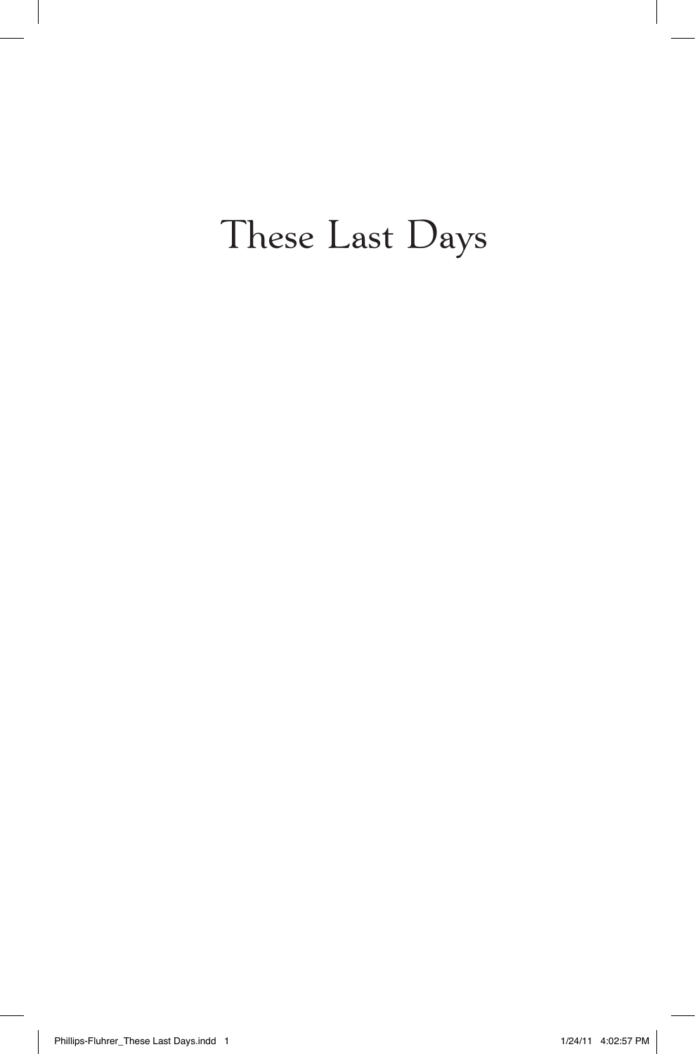# These Last Days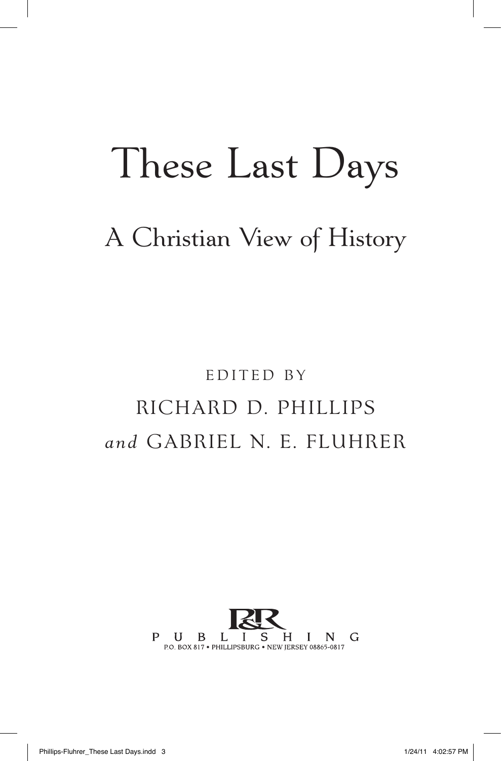# These Last Days

## A Christian View of History

EDITED BY

RICHARD D. PHILLIPS

*and* GABRIEL N. E. FLUHRER

P&R PUBLISHING

P.O. BOX 817 • PHILLIPSBURG • NEW JERSEY 08865-0817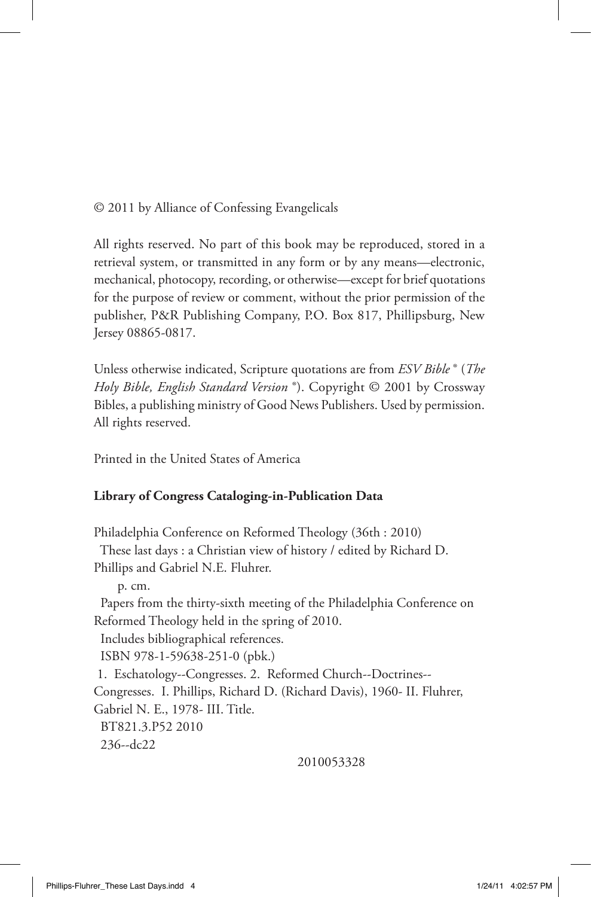© 2011 by Alliance of Confessing Evangelicals

All rights reserved. No part of this book may be reproduced, stored in a retrieval system, or transmitted in any form or by any means—electronic, mechanical, photocopy, recording, or otherwise—except for brief quotations for the purpose of review or comment, without the prior permission of the publisher, P&R Publishing Company, P.O. Box 817, Phillipsburg, New Jersey 08865-0817.

Unless otherwise indicated, Scripture quotations are from *ESV Bible®* (*The Holy Bible, English Standard Version®*). Copyright © 2001 by Crossway Bibles, a publishing ministry of Good News Publishers. Used by permission. All rights reserved.

Printed in the United States of America

**Library of Congress Cataloging-in-Publication Data**

Philadelphia Conference on Reformed Theology (36th : 2010)
These last days : a Christian view of history / edited by Richard D. Phillips and Gabriel N.E. Fluhrer.
p. cm.
Papers from the thirty-sixth meeting of the Philadelphia Conference on Reformed Theology held in the spring of 2010.
Includes bibliographical references.
ISBN 978-1-59638-251-0 (pbk.)
1. Eschatology--Congresses. 2. Reformed Church--Doctrines--Congresses. I. Phillips, Richard D. (Richard Davis), 1960- II. Fluhrer, Gabriel N. E., 1978- III. Title.
BT821.3.P52 2010
236--dc22

2010053328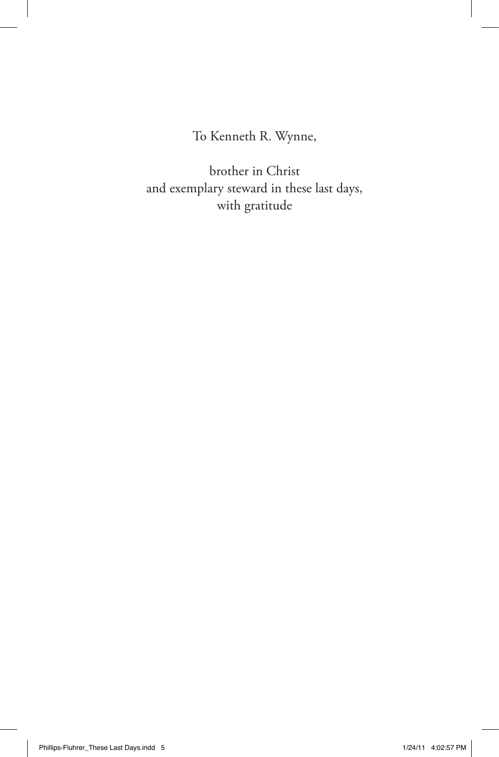To Kenneth R. Wynne,

brother in Christ
and exemplary steward in these last days,
with gratitude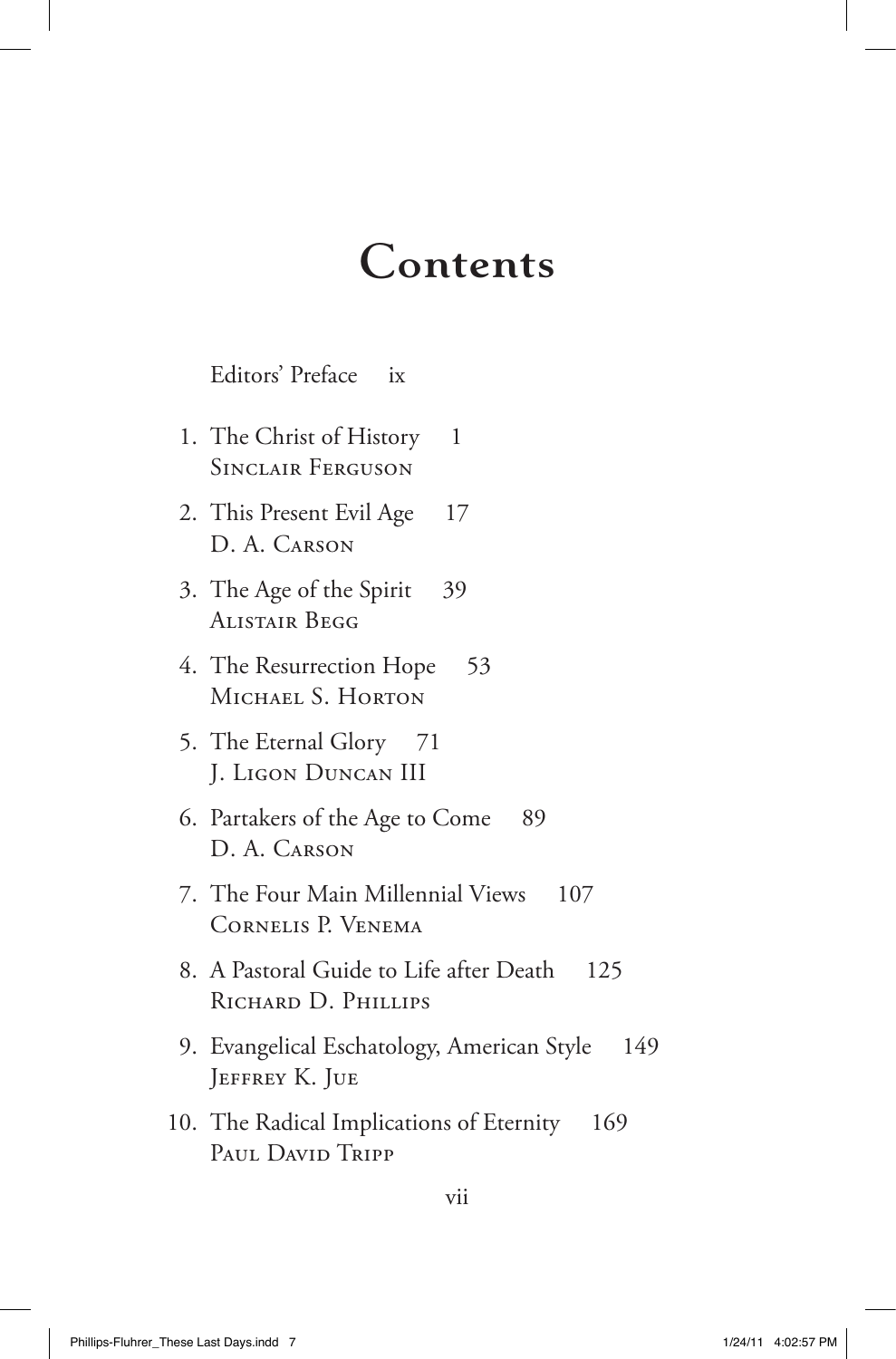# Contents

Editors' Preface ix

1. The Christ of History 1
   Sinclair Ferguson
2. This Present Evil Age 17
   D. A. Carson
3. The Age of the Spirit 39
   Alistair Begg
4. The Resurrection Hope 53
   Michael S. Horton
5. The Eternal Glory 71
   J. Ligon Duncan III
6. Partakers of the Age to Come 89
   D. A. Carson
7. The Four Main Millennial Views 107
   Cornelis P. Venema
8. A Pastoral Guide to Life after Death 125
   Richard D. Phillips
9. Evangelical Eschatology, American Style 149
   Jeffrey K. Jue
10. The Radical Implications of Eternity 169
    Paul David Tripp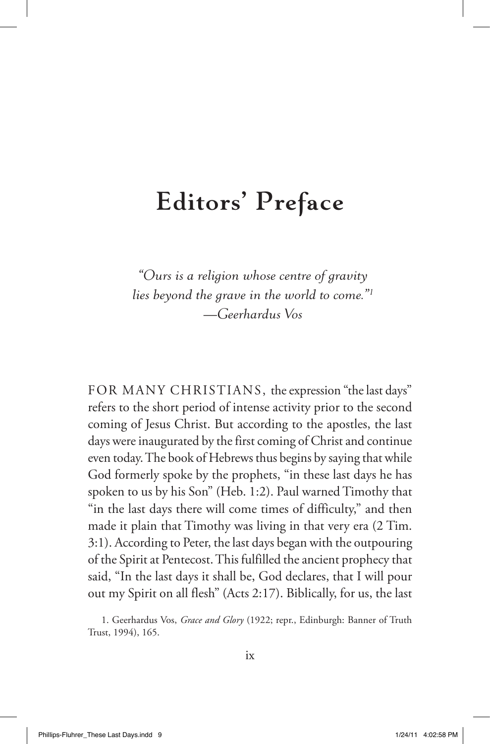# Editors' Preface

*"Ours is a religion whose centre of gravity lies beyond the grave in the world to come."*[1]
*—Geerhardus Vos*

FOR MANY CHRISTIANS, the expression "the last days" refers to the short period of intense activity prior to the second coming of Jesus Christ. But according to the apostles, the last days were inaugurated by the first coming of Christ and continue even today. The book of Hebrews thus begins by saying that while God formerly spoke by the prophets, "in these last days he has spoken to us by his Son" (Heb. 1:2). Paul warned Timothy that "in the last days there will come times of difficulty," and then made it plain that Timothy was living in that very era (2 Tim. 3:1). According to Peter, the last days began with the outpouring of the Spirit at Pentecost. This fulfilled the ancient prophecy that said, "In the last days it shall be, God declares, that I will pour out my Spirit on all flesh" (Acts 2:17). Biblically, for us, the last

1. Geerhardus Vos, *Grace and Glory* (1922; repr., Edinburgh: Banner of Truth Trust, 1994), 165.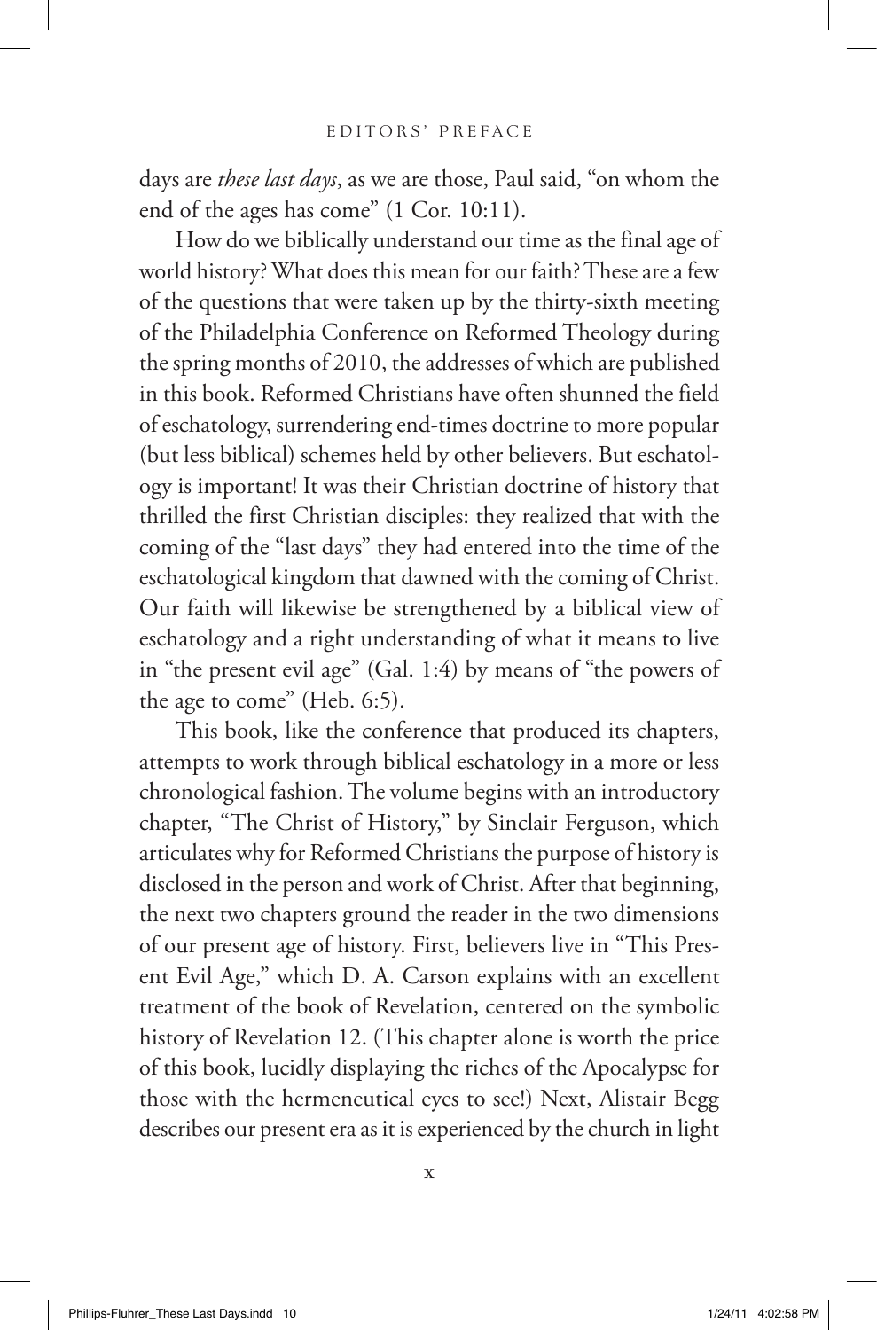days are *these last days*, as we are those, Paul said, "on whom the end of the ages has come" (1 Cor. 10:11).

How do we biblically understand our time as the final age of world history? What does this mean for our faith? These are a few of the questions that were taken up by the thirty-sixth meeting of the Philadelphia Conference on Reformed Theology during the spring months of 2010, the addresses of which are published in this book. Reformed Christians have often shunned the field of eschatology, surrendering end-times doctrine to more popular (but less biblical) schemes held by other believers. But eschatology is important! It was their Christian doctrine of history that thrilled the first Christian disciples: they realized that with the coming of the "last days" they had entered into the time of the eschatological kingdom that dawned with the coming of Christ. Our faith will likewise be strengthened by a biblical view of eschatology and a right understanding of what it means to live in "the present evil age" (Gal. 1:4) by means of "the powers of the age to come" (Heb. 6:5).

This book, like the conference that produced its chapters, attempts to work through biblical eschatology in a more or less chronological fashion. The volume begins with an introductory chapter, "The Christ of History," by Sinclair Ferguson, which articulates why for Reformed Christians the purpose of history is disclosed in the person and work of Christ. After that beginning, the next two chapters ground the reader in the two dimensions of our present age of history. First, believers live in "This Present Evil Age," which D. A. Carson explains with an excellent treatment of the book of Revelation, centered on the symbolic history of Revelation 12. (This chapter alone is worth the price of this book, lucidly displaying the riches of the Apocalypse for those with the hermeneutical eyes to see!) Next, Alistair Begg describes our present era as it is experienced by the church in light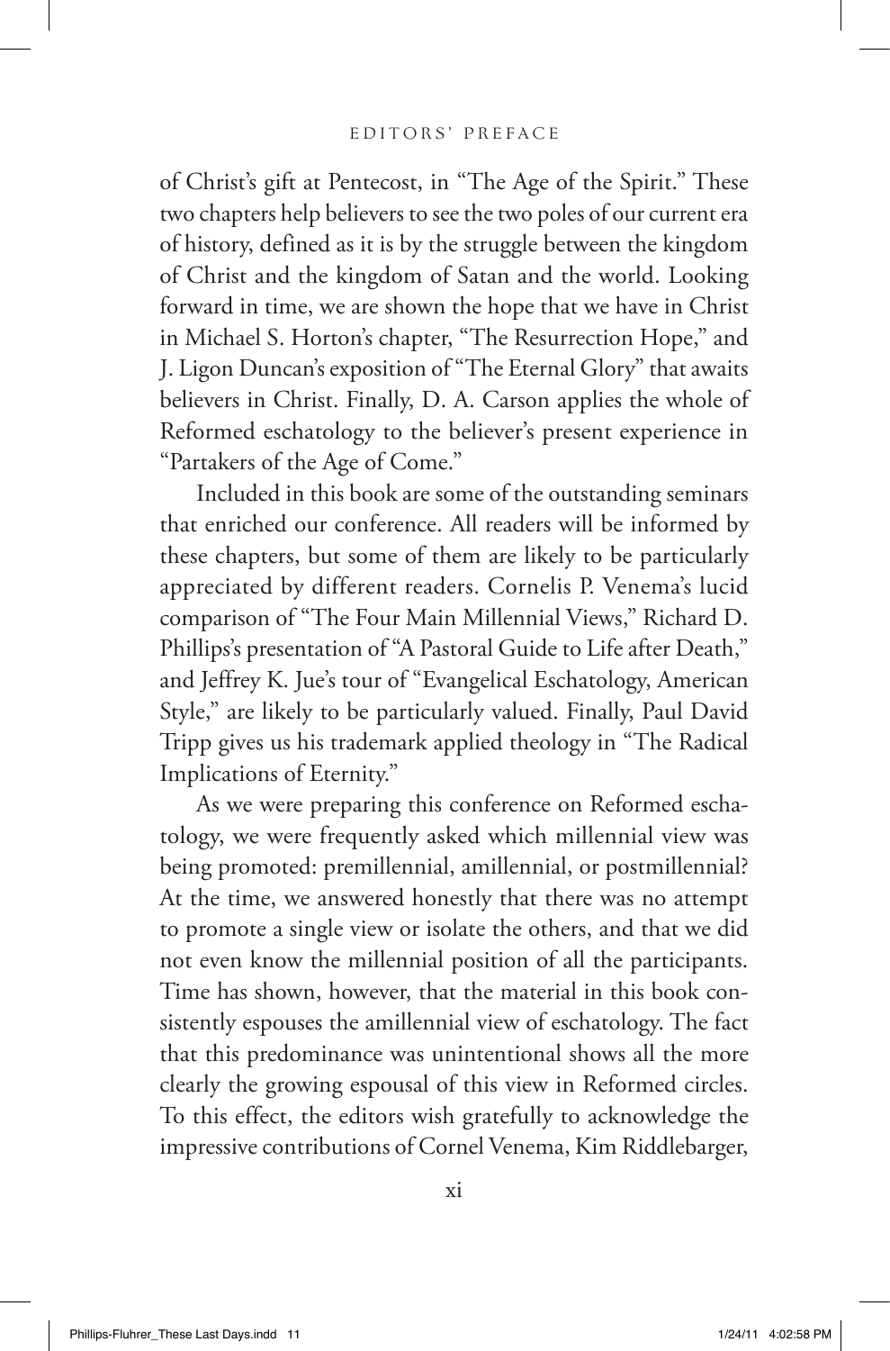of Christ's gift at Pentecost, in "The Age of the Spirit." These two chapters help believers to see the two poles of our current era of history, defined as it is by the struggle between the kingdom of Christ and the kingdom of Satan and the world. Looking forward in time, we are shown the hope that we have in Christ in Michael S. Horton's chapter, "The Resurrection Hope," and J. Ligon Duncan's exposition of "The Eternal Glory" that awaits believers in Christ. Finally, D. A. Carson applies the whole of Reformed eschatology to the believer's present experience in "Partakers of the Age of Come."

Included in this book are some of the outstanding seminars that enriched our conference. All readers will be informed by these chapters, but some of them are likely to be particularly appreciated by different readers. Cornelis P. Venema's lucid comparison of "The Four Main Millennial Views," Richard D. Phillips's presentation of "A Pastoral Guide to Life after Death," and Jeffrey K. Jue's tour of "Evangelical Eschatology, American Style," are likely to be particularly valued. Finally, Paul David Tripp gives us his trademark applied theology in "The Radical Implications of Eternity."

As we were preparing this conference on Reformed eschatology, we were frequently asked which millennial view was being promoted: premillennial, amillennial, or postmillennial? At the time, we answered honestly that there was no attempt to promote a single view or isolate the others, and that we did not even know the millennial position of all the participants. Time has shown, however, that the material in this book consistently espouses the amillennial view of eschatology. The fact that this predominance was unintentional shows all the more clearly the growing espousal of this view in Reformed circles. To this effect, the editors wish gratefully to acknowledge the impressive contributions of Cornel Venema, Kim Riddlebarger,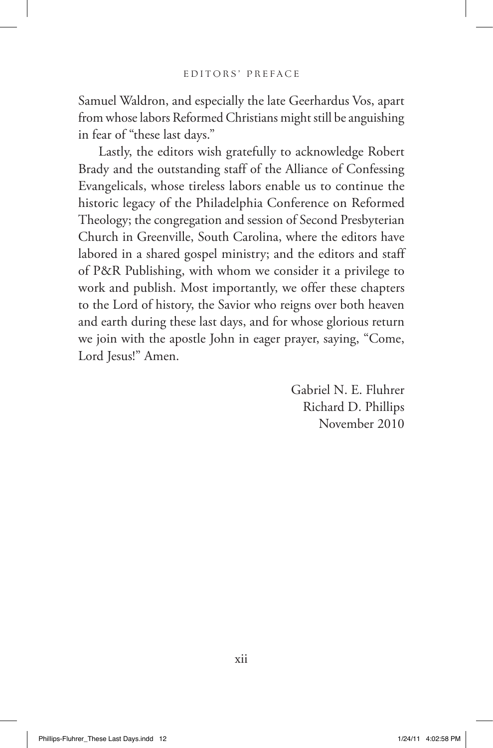Samuel Waldron, and especially the late Geerhardus Vos, apart from whose labors Reformed Christians might still be anguishing in fear of "these last days."

Lastly, the editors wish gratefully to acknowledge Robert Brady and the outstanding staff of the Alliance of Confessing Evangelicals, whose tireless labors enable us to continue the historic legacy of the Philadelphia Conference on Reformed Theology; the congregation and session of Second Presbyterian Church in Greenville, South Carolina, where the editors have labored in a shared gospel ministry; and the editors and staff of P&R Publishing, with whom we consider it a privilege to work and publish. Most importantly, we offer these chapters to the Lord of history, the Savior who reigns over both heaven and earth during these last days, and for whose glorious return we join with the apostle John in eager prayer, saying, "Come, Lord Jesus!" Amen.

Gabriel N. E. Fluhrer
Richard D. Phillips
November 2010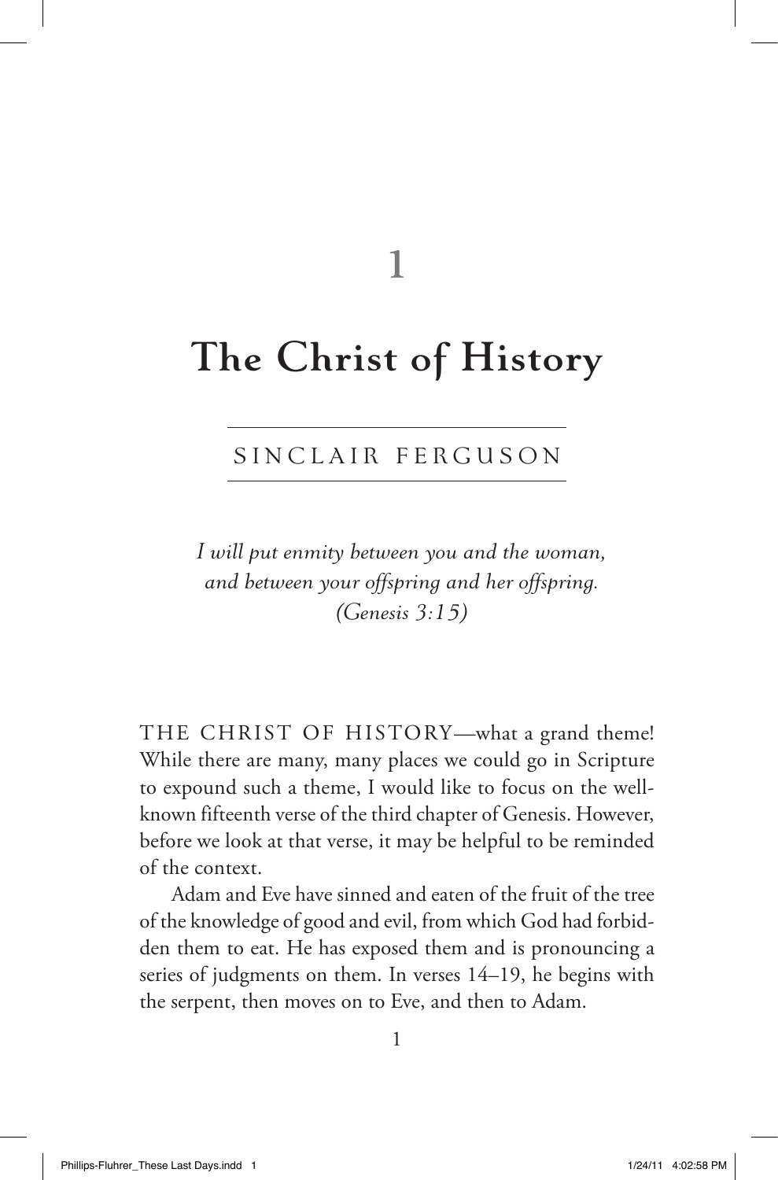# 1

# The Christ of History

## SINCLAIR FERGUSON

*I will put enmity between you and the woman,*
*and between your offspring and her offspring.*
*(Genesis 3:15)*

THE CHRIST OF HISTORY—what a grand theme! While there are many, many places we could go in Scripture to expound such a theme, I would like to focus on the well-known fifteenth verse of the third chapter of Genesis. However, before we look at that verse, it may be helpful to be reminded of the context.

Adam and Eve have sinned and eaten of the fruit of the tree of the knowledge of good and evil, from which God had forbidden them to eat. He has exposed them and is pronouncing a series of judgments on them. In verses 14–19, he begins with the serpent, then moves on to Eve, and then to Adam.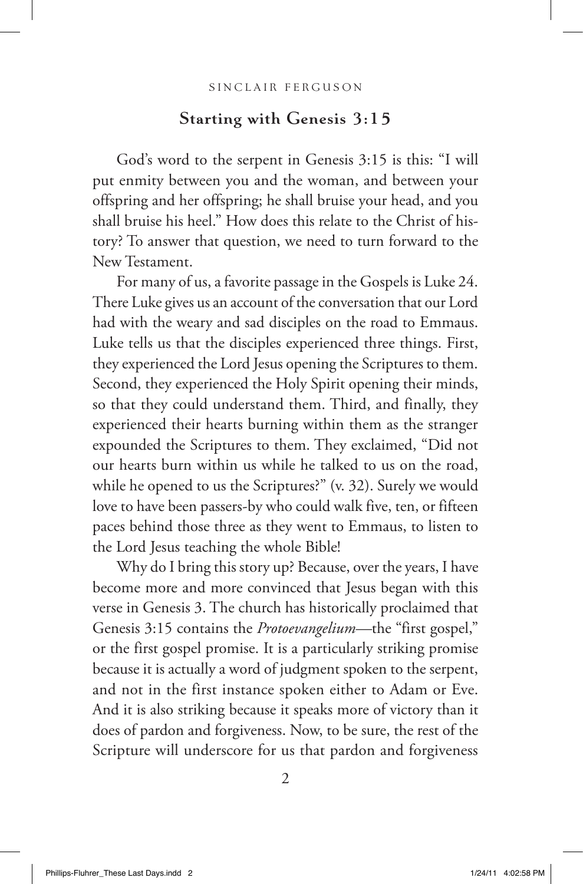## Starting with Genesis 3:15

God's word to the serpent in Genesis 3:15 is this: "I will put enmity between you and the woman, and between your offspring and her offspring; he shall bruise your head, and you shall bruise his heel." How does this relate to the Christ of history? To answer that question, we need to turn forward to the New Testament.

For many of us, a favorite passage in the Gospels is Luke 24. There Luke gives us an account of the conversation that our Lord had with the weary and sad disciples on the road to Emmaus. Luke tells us that the disciples experienced three things. First, they experienced the Lord Jesus opening the Scriptures to them. Second, they experienced the Holy Spirit opening their minds, so that they could understand them. Third, and finally, they experienced their hearts burning within them as the stranger expounded the Scriptures to them. They exclaimed, "Did not our hearts burn within us while he talked to us on the road, while he opened to us the Scriptures?" (v. 32). Surely we would love to have been passers-by who could walk five, ten, or fifteen paces behind those three as they went to Emmaus, to listen to the Lord Jesus teaching the whole Bible!

Why do I bring this story up? Because, over the years, I have become more and more convinced that Jesus began with this verse in Genesis 3. The church has historically proclaimed that Genesis 3:15 contains the *Protoevangelium*—the "first gospel," or the first gospel promise. It is a particularly striking promise because it is actually a word of judgment spoken to the serpent, and not in the first instance spoken either to Adam or Eve. And it is also striking because it speaks more of victory than it does of pardon and forgiveness. Now, to be sure, the rest of the Scripture will underscore for us that pardon and forgiveness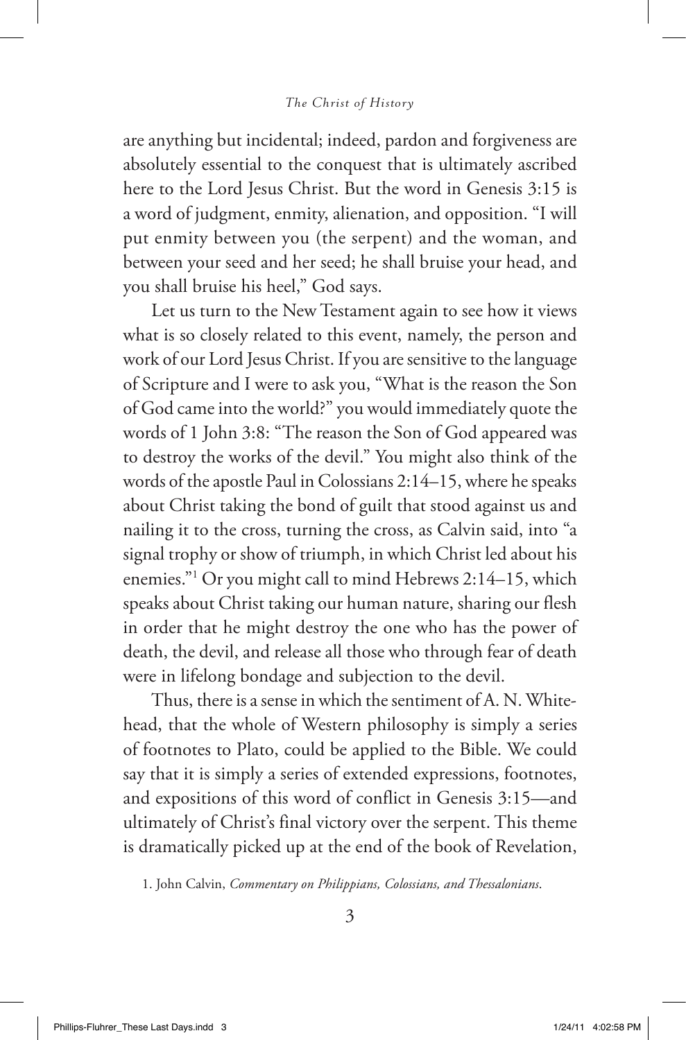are anything but incidental; indeed, pardon and forgiveness are absolutely essential to the conquest that is ultimately ascribed here to the Lord Jesus Christ. But the word in Genesis 3:15 is a word of judgment, enmity, alienation, and opposition. "I will put enmity between you (the serpent) and the woman, and between your seed and her seed; he shall bruise your head, and you shall bruise his heel," God says.

Let us turn to the New Testament again to see how it views what is so closely related to this event, namely, the person and work of our Lord Jesus Christ. If you are sensitive to the language of Scripture and I were to ask you, "What is the reason the Son of God came into the world?" you would immediately quote the words of 1 John 3:8: "The reason the Son of God appeared was to destroy the works of the devil." You might also think of the words of the apostle Paul in Colossians 2:14–15, where he speaks about Christ taking the bond of guilt that stood against us and nailing it to the cross, turning the cross, as Calvin said, into "a signal trophy or show of triumph, in which Christ led about his enemies."[1] Or you might call to mind Hebrews 2:14–15, which speaks about Christ taking our human nature, sharing our flesh in order that he might destroy the one who has the power of death, the devil, and release all those who through fear of death were in lifelong bondage and subjection to the devil.

Thus, there is a sense in which the sentiment of A. N. Whitehead, that the whole of Western philosophy is simply a series of footnotes to Plato, could be applied to the Bible. We could say that it is simply a series of extended expressions, footnotes, and expositions of this word of conflict in Genesis 3:15—and ultimately of Christ's final victory over the serpent. This theme is dramatically picked up at the end of the book of Revelation,

1. John Calvin, *Commentary on Philippians, Colossians, and Thessalonians*.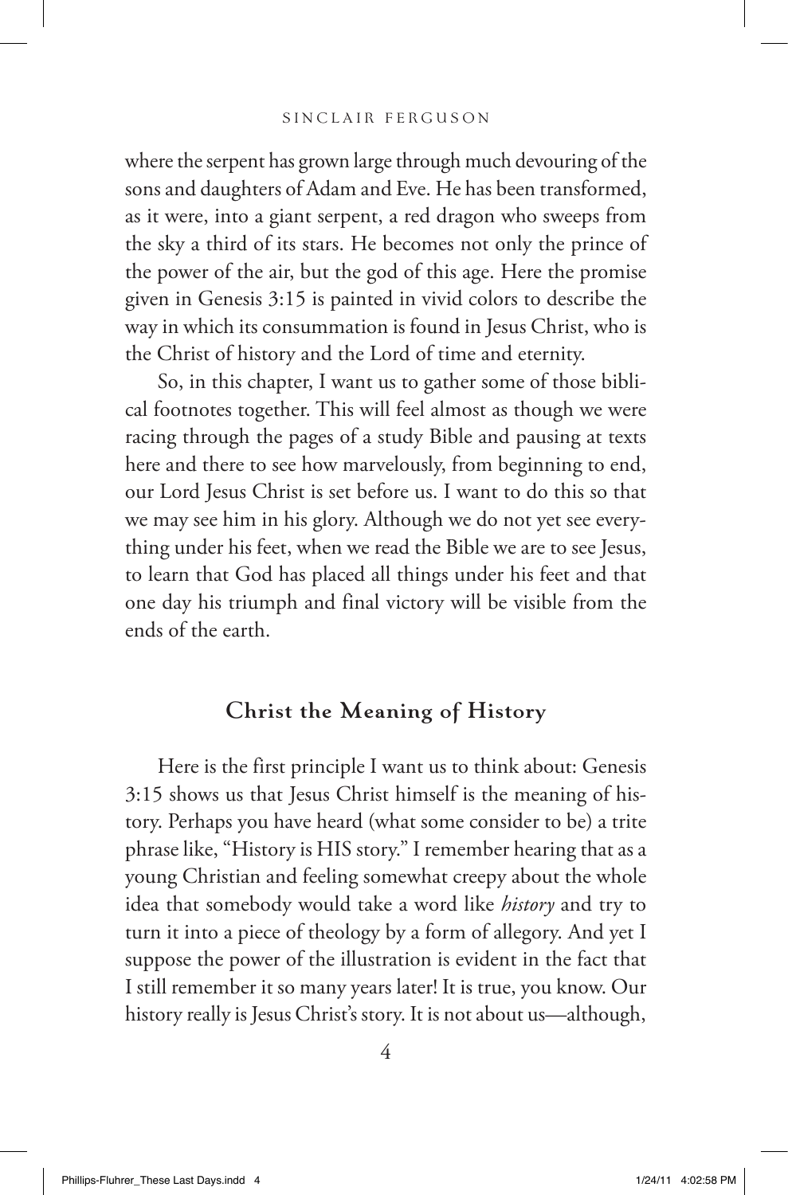where the serpent has grown large through much devouring of the sons and daughters of Adam and Eve. He has been transformed, as it were, into a giant serpent, a red dragon who sweeps from the sky a third of its stars. He becomes not only the prince of the power of the air, but the god of this age. Here the promise given in Genesis 3:15 is painted in vivid colors to describe the way in which its consummation is found in Jesus Christ, who is the Christ of history and the Lord of time and eternity.

So, in this chapter, I want us to gather some of those biblical footnotes together. This will feel almost as though we were racing through the pages of a study Bible and pausing at texts here and there to see how marvelously, from beginning to end, our Lord Jesus Christ is set before us. I want to do this so that we may see him in his glory. Although we do not yet see everything under his feet, when we read the Bible we are to see Jesus, to learn that God has placed all things under his feet and that one day his triumph and final victory will be visible from the ends of the earth.

## Christ the Meaning of History

Here is the first principle I want us to think about: Genesis 3:15 shows us that Jesus Christ himself is the meaning of history. Perhaps you have heard (what some consider to be) a trite phrase like, "History is HIS story." I remember hearing that as a young Christian and feeling somewhat creepy about the whole idea that somebody would take a word like *history* and try to turn it into a piece of theology by a form of allegory. And yet I suppose the power of the illustration is evident in the fact that I still remember it so many years later! It is true, you know. Our history really is Jesus Christ's story. It is not about us—although,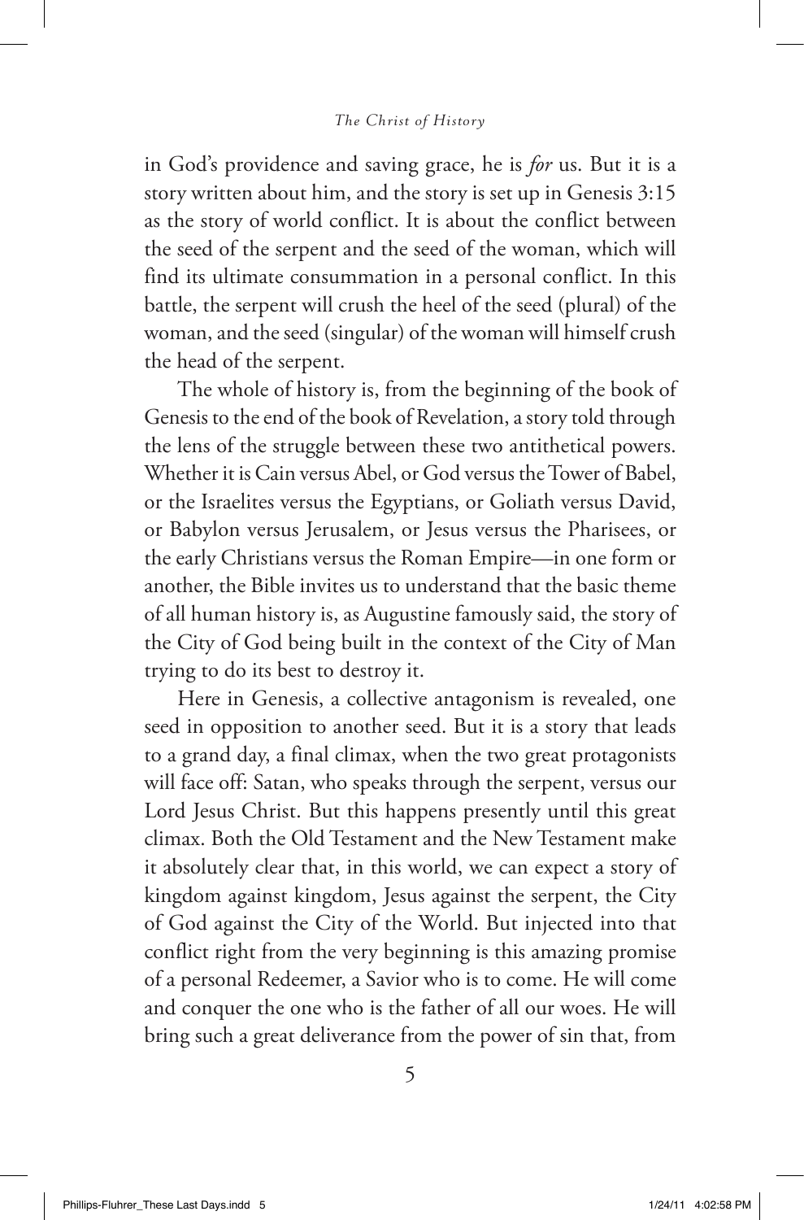in God's providence and saving grace, he is *for* us. But it is a story written about him, and the story is set up in Genesis 3:15 as the story of world conflict. It is about the conflict between the seed of the serpent and the seed of the woman, which will find its ultimate consummation in a personal conflict. In this battle, the serpent will crush the heel of the seed (plural) of the woman, and the seed (singular) of the woman will himself crush the head of the serpent.

The whole of history is, from the beginning of the book of Genesis to the end of the book of Revelation, a story told through the lens of the struggle between these two antithetical powers. Whether it is Cain versus Abel, or God versus the Tower of Babel, or the Israelites versus the Egyptians, or Goliath versus David, or Babylon versus Jerusalem, or Jesus versus the Pharisees, or the early Christians versus the Roman Empire—in one form or another, the Bible invites us to understand that the basic theme of all human history is, as Augustine famously said, the story of the City of God being built in the context of the City of Man trying to do its best to destroy it.

Here in Genesis, a collective antagonism is revealed, one seed in opposition to another seed. But it is a story that leads to a grand day, a final climax, when the two great protagonists will face off: Satan, who speaks through the serpent, versus our Lord Jesus Christ. But this happens presently until this great climax. Both the Old Testament and the New Testament make it absolutely clear that, in this world, we can expect a story of kingdom against kingdom, Jesus against the serpent, the City of God against the City of the World. But injected into that conflict right from the very beginning is this amazing promise of a personal Redeemer, a Savior who is to come. He will come and conquer the one who is the father of all our woes. He will bring such a great deliverance from the power of sin that, from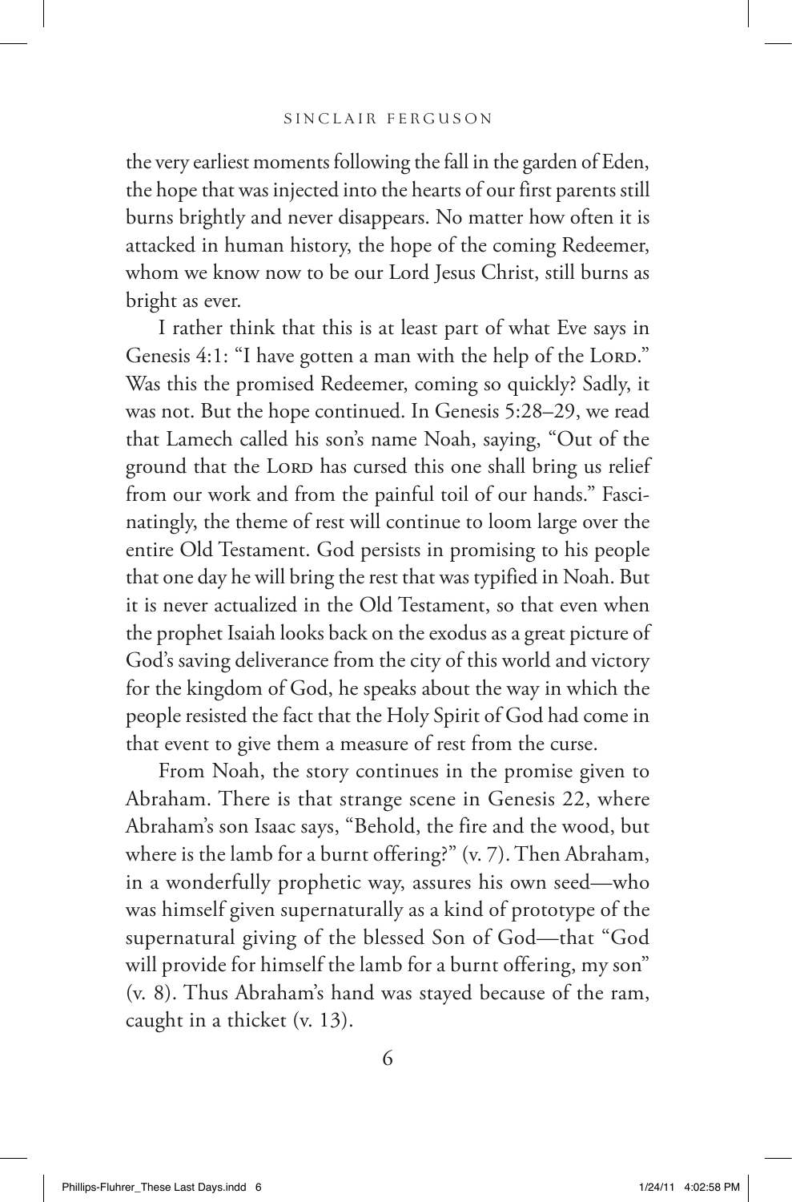the very earliest moments following the fall in the garden of Eden, the hope that was injected into the hearts of our first parents still burns brightly and never disappears. No matter how often it is attacked in human history, the hope of the coming Redeemer, whom we know now to be our Lord Jesus Christ, still burns as bright as ever.

I rather think that this is at least part of what Eve says in Genesis 4:1: "I have gotten a man with the help of the Lord." Was this the promised Redeemer, coming so quickly? Sadly, it was not. But the hope continued. In Genesis 5:28–29, we read that Lamech called his son's name Noah, saying, "Out of the ground that the Lord has cursed this one shall bring us relief from our work and from the painful toil of our hands." Fascinatingly, the theme of rest will continue to loom large over the entire Old Testament. God persists in promising to his people that one day he will bring the rest that was typified in Noah. But it is never actualized in the Old Testament, so that even when the prophet Isaiah looks back on the exodus as a great picture of God's saving deliverance from the city of this world and victory for the kingdom of God, he speaks about the way in which the people resisted the fact that the Holy Spirit of God had come in that event to give them a measure of rest from the curse.

From Noah, the story continues in the promise given to Abraham. There is that strange scene in Genesis 22, where Abraham's son Isaac says, "Behold, the fire and the wood, but where is the lamb for a burnt offering?" (v. 7). Then Abraham, in a wonderfully prophetic way, assures his own seed—who was himself given supernaturally as a kind of prototype of the supernatural giving of the blessed Son of God—that "God will provide for himself the lamb for a burnt offering, my son" (v. 8). Thus Abraham's hand was stayed because of the ram, caught in a thicket (v. 13).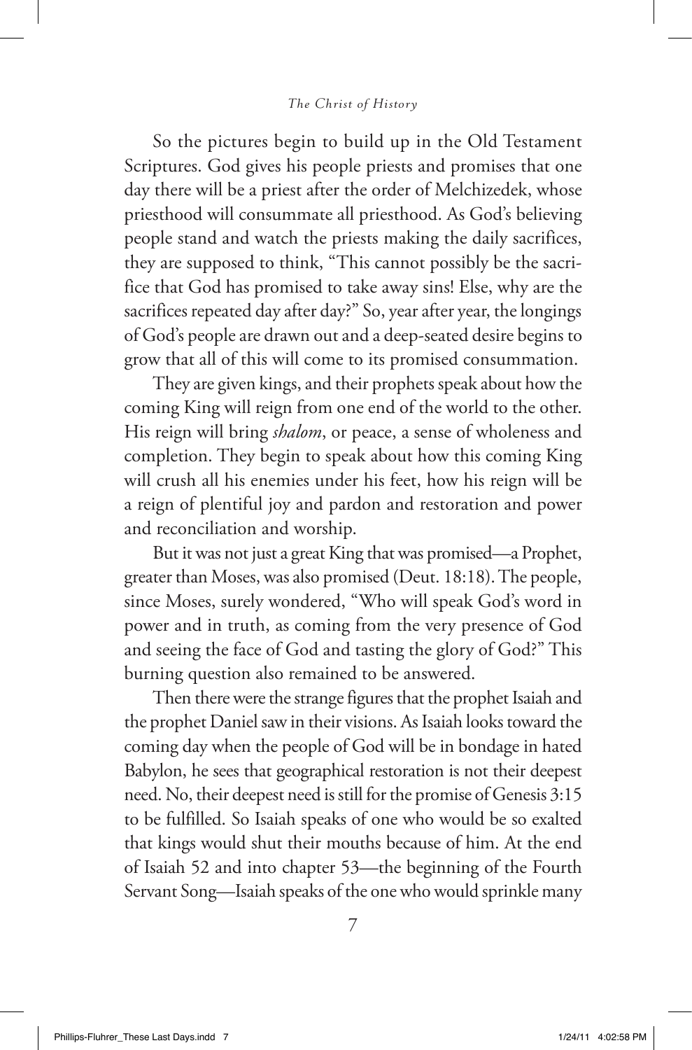So the pictures begin to build up in the Old Testament Scriptures. God gives his people priests and promises that one day there will be a priest after the order of Melchizedek, whose priesthood will consummate all priesthood. As God's believing people stand and watch the priests making the daily sacrifices, they are supposed to think, "This cannot possibly be the sacrifice that God has promised to take away sins! Else, why are the sacrifices repeated day after day?" So, year after year, the longings of God's people are drawn out and a deep-seated desire begins to grow that all of this will come to its promised consummation.

They are given kings, and their prophets speak about how the coming King will reign from one end of the world to the other. His reign will bring *shalom*, or peace, a sense of wholeness and completion. They begin to speak about how this coming King will crush all his enemies under his feet, how his reign will be a reign of plentiful joy and pardon and restoration and power and reconciliation and worship.

But it was not just a great King that was promised—a Prophet, greater than Moses, was also promised (Deut. 18:18). The people, since Moses, surely wondered, "Who will speak God's word in power and in truth, as coming from the very presence of God and seeing the face of God and tasting the glory of God?" This burning question also remained to be answered.

Then there were the strange figures that the prophet Isaiah and the prophet Daniel saw in their visions. As Isaiah looks toward the coming day when the people of God will be in bondage in hated Babylon, he sees that geographical restoration is not their deepest need. No, their deepest need is still for the promise of Genesis 3:15 to be fulfilled. So Isaiah speaks of one who would be so exalted that kings would shut their mouths because of him. At the end of Isaiah 52 and into chapter 53—the beginning of the Fourth Servant Song—Isaiah speaks of the one who would sprinkle many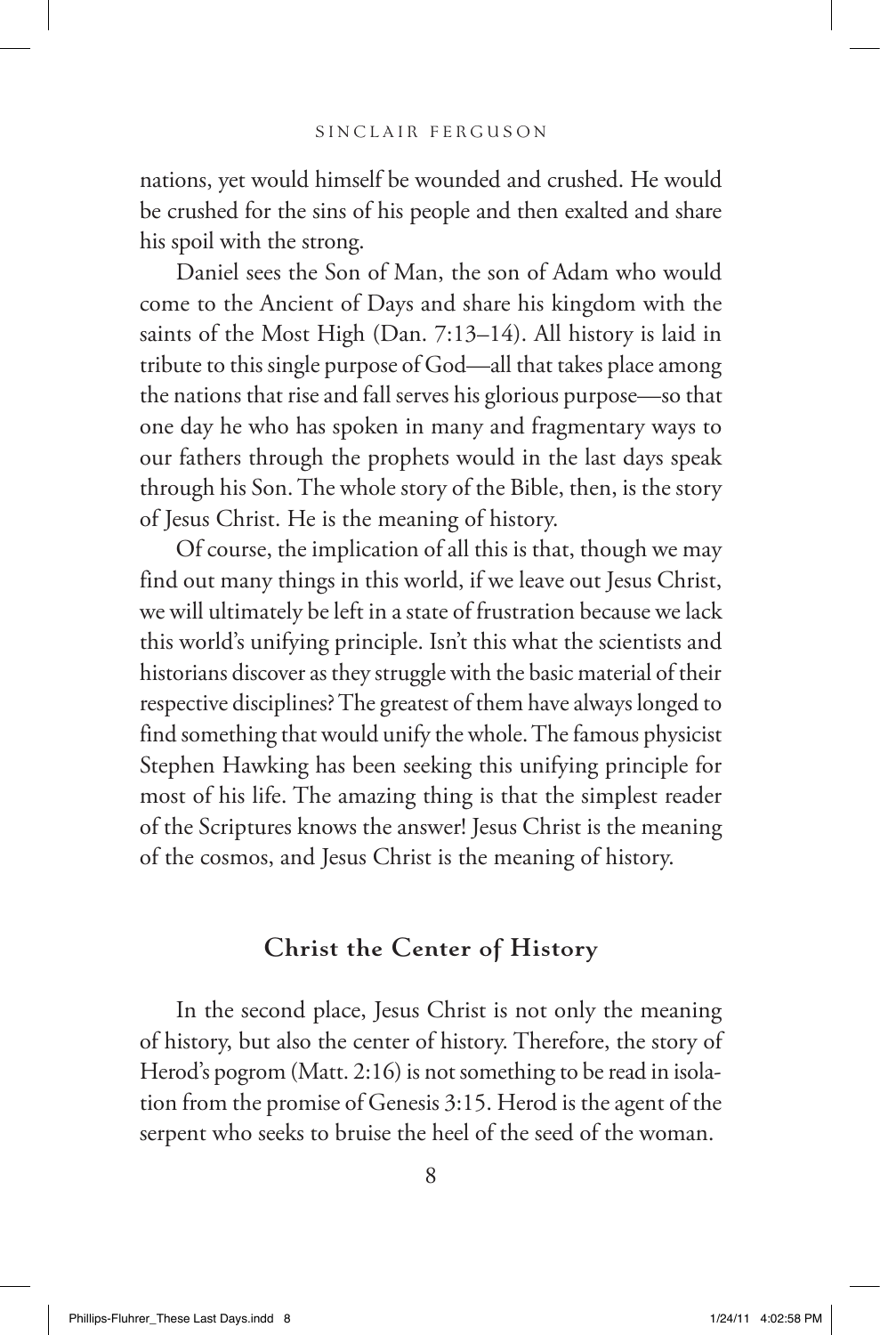nations, yet would himself be wounded and crushed. He would be crushed for the sins of his people and then exalted and share his spoil with the strong.

Daniel sees the Son of Man, the son of Adam who would come to the Ancient of Days and share his kingdom with the saints of the Most High (Dan. 7:13–14). All history is laid in tribute to this single purpose of God—all that takes place among the nations that rise and fall serves his glorious purpose—so that one day he who has spoken in many and fragmentary ways to our fathers through the prophets would in the last days speak through his Son. The whole story of the Bible, then, is the story of Jesus Christ. He is the meaning of history.

Of course, the implication of all this is that, though we may find out many things in this world, if we leave out Jesus Christ, we will ultimately be left in a state of frustration because we lack this world's unifying principle. Isn't this what the scientists and historians discover as they struggle with the basic material of their respective disciplines? The greatest of them have always longed to find something that would unify the whole. The famous physicist Stephen Hawking has been seeking this unifying principle for most of his life. The amazing thing is that the simplest reader of the Scriptures knows the answer! Jesus Christ is the meaning of the cosmos, and Jesus Christ is the meaning of history.

## Christ the Center of History

In the second place, Jesus Christ is not only the meaning of history, but also the center of history. Therefore, the story of Herod's pogrom (Matt. 2:16) is not something to be read in isolation from the promise of Genesis 3:15. Herod is the agent of the serpent who seeks to bruise the heel of the seed of the woman.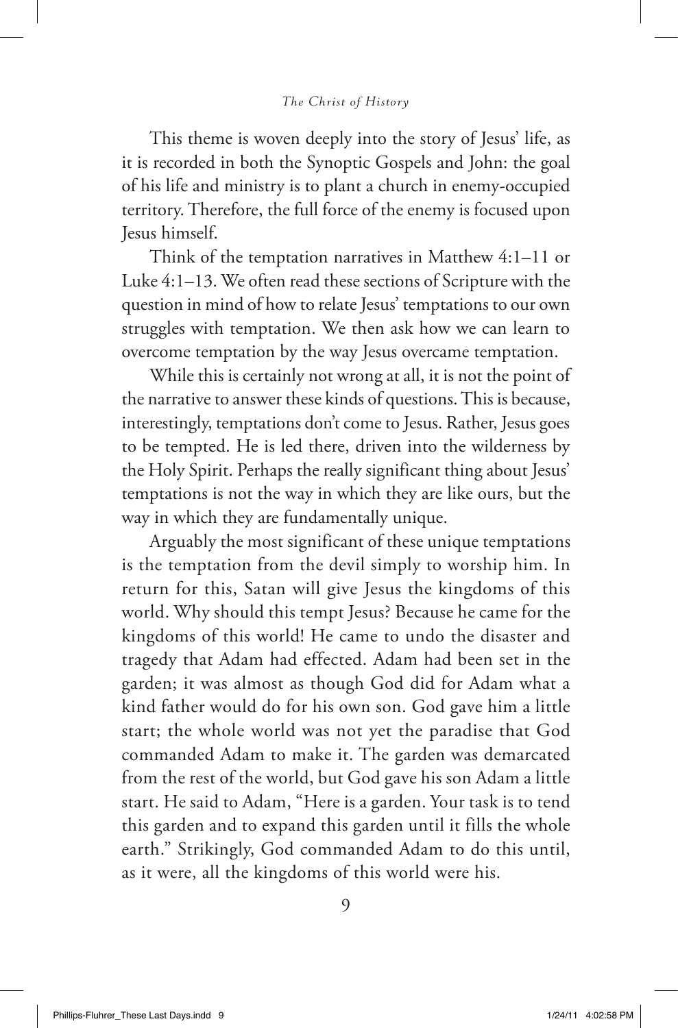This theme is woven deeply into the story of Jesus' life, as it is recorded in both the Synoptic Gospels and John: the goal of his life and ministry is to plant a church in enemy-occupied territory. Therefore, the full force of the enemy is focused upon Jesus himself.

Think of the temptation narratives in Matthew 4:1–11 or Luke 4:1–13. We often read these sections of Scripture with the question in mind of how to relate Jesus' temptations to our own struggles with temptation. We then ask how we can learn to overcome temptation by the way Jesus overcame temptation.

While this is certainly not wrong at all, it is not the point of the narrative to answer these kinds of questions. This is because, interestingly, temptations don't come to Jesus. Rather, Jesus goes to be tempted. He is led there, driven into the wilderness by the Holy Spirit. Perhaps the really significant thing about Jesus' temptations is not the way in which they are like ours, but the way in which they are fundamentally unique.

Arguably the most significant of these unique temptations is the temptation from the devil simply to worship him. In return for this, Satan will give Jesus the kingdoms of this world. Why should this tempt Jesus? Because he came for the kingdoms of this world! He came to undo the disaster and tragedy that Adam had effected. Adam had been set in the garden; it was almost as though God did for Adam what a kind father would do for his own son. God gave him a little start; the whole world was not yet the paradise that God commanded Adam to make it. The garden was demarcated from the rest of the world, but God gave his son Adam a little start. He said to Adam, "Here is a garden. Your task is to tend this garden and to expand this garden until it fills the whole earth." Strikingly, God commanded Adam to do this until, as it were, all the kingdoms of this world were his.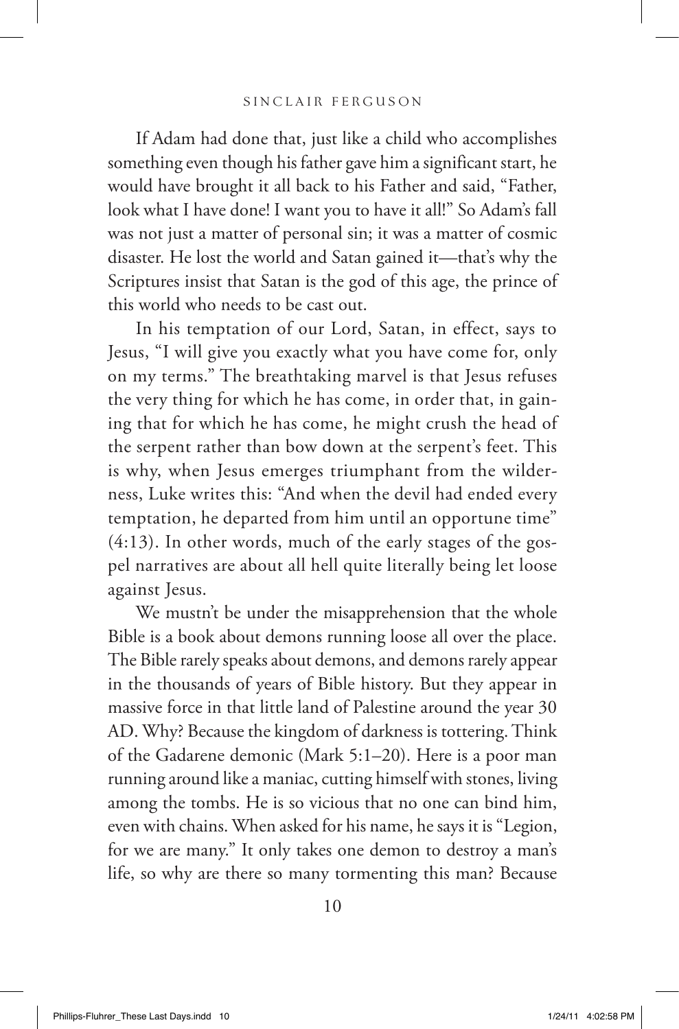If Adam had done that, just like a child who accomplishes something even though his father gave him a significant start, he would have brought it all back to his Father and said, "Father, look what I have done! I want you to have it all!" So Adam's fall was not just a matter of personal sin; it was a matter of cosmic disaster. He lost the world and Satan gained it—that's why the Scriptures insist that Satan is the god of this age, the prince of this world who needs to be cast out.

In his temptation of our Lord, Satan, in effect, says to Jesus, "I will give you exactly what you have come for, only on my terms." The breathtaking marvel is that Jesus refuses the very thing for which he has come, in order that, in gaining that for which he has come, he might crush the head of the serpent rather than bow down at the serpent's feet. This is why, when Jesus emerges triumphant from the wilderness, Luke writes this: "And when the devil had ended every temptation, he departed from him until an opportune time" (4:13). In other words, much of the early stages of the gospel narratives are about all hell quite literally being let loose against Jesus.

We mustn't be under the misapprehension that the whole Bible is a book about demons running loose all over the place. The Bible rarely speaks about demons, and demons rarely appear in the thousands of years of Bible history. But they appear in massive force in that little land of Palestine around the year 30 AD. Why? Because the kingdom of darkness is tottering. Think of the Gadarene demonic (Mark 5:1–20). Here is a poor man running around like a maniac, cutting himself with stones, living among the tombs. He is so vicious that no one can bind him, even with chains. When asked for his name, he says it is "Legion, for we are many." It only takes one demon to destroy a man's life, so why are there so many tormenting this man? Because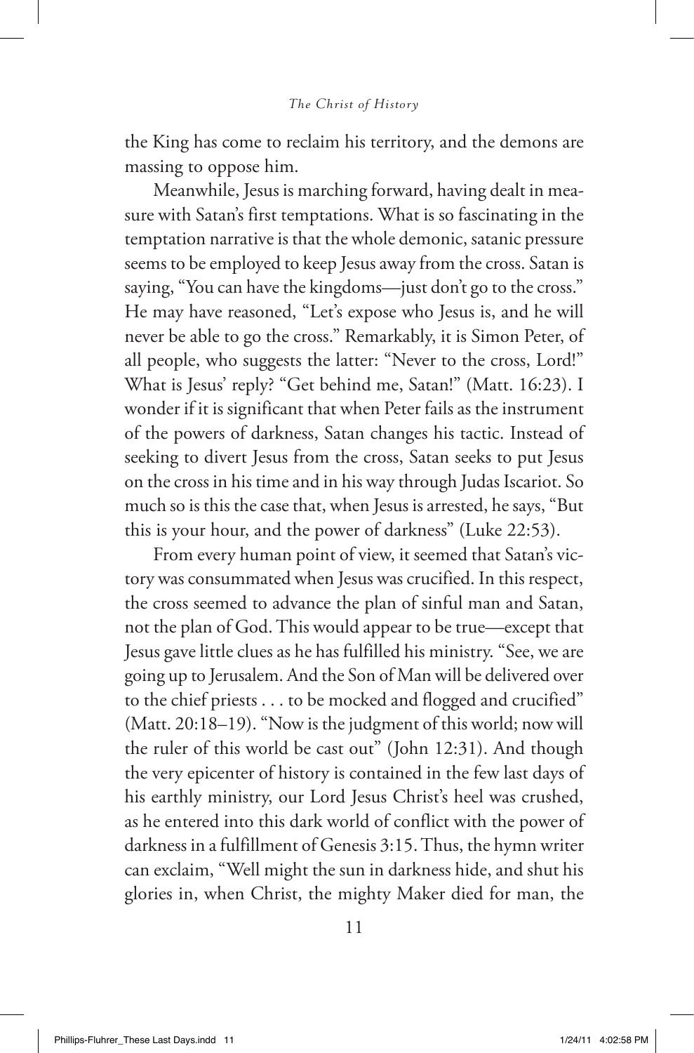the King has come to reclaim his territory, and the demons are massing to oppose him.

Meanwhile, Jesus is marching forward, having dealt in measure with Satan's first temptations. What is so fascinating in the temptation narrative is that the whole demonic, satanic pressure seems to be employed to keep Jesus away from the cross. Satan is saying, "You can have the kingdoms—just don't go to the cross." He may have reasoned, "Let's expose who Jesus is, and he will never be able to go the cross." Remarkably, it is Simon Peter, of all people, who suggests the latter: "Never to the cross, Lord!" What is Jesus' reply? "Get behind me, Satan!" (Matt. 16:23). I wonder if it is significant that when Peter fails as the instrument of the powers of darkness, Satan changes his tactic. Instead of seeking to divert Jesus from the cross, Satan seeks to put Jesus on the cross in his time and in his way through Judas Iscariot. So much so is this the case that, when Jesus is arrested, he says, "But this is your hour, and the power of darkness" (Luke 22:53).

From every human point of view, it seemed that Satan's victory was consummated when Jesus was crucified. In this respect, the cross seemed to advance the plan of sinful man and Satan, not the plan of God. This would appear to be true—except that Jesus gave little clues as he has fulfilled his ministry. "See, we are going up to Jerusalem. And the Son of Man will be delivered over to the chief priests . . . to be mocked and flogged and crucified" (Matt. 20:18–19). "Now is the judgment of this world; now will the ruler of this world be cast out" (John 12:31). And though the very epicenter of history is contained in the few last days of his earthly ministry, our Lord Jesus Christ's heel was crushed, as he entered into this dark world of conflict with the power of darkness in a fulfillment of Genesis 3:15. Thus, the hymn writer can exclaim, "Well might the sun in darkness hide, and shut his glories in, when Christ, the mighty Maker died for man, the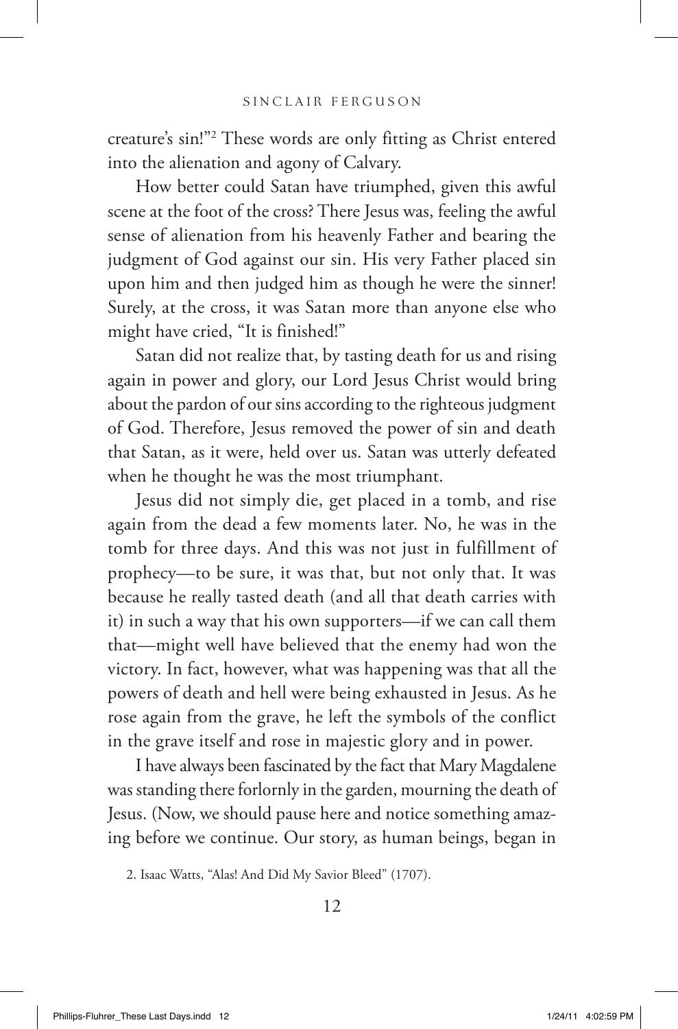creature's sin!"[2] These words are only fitting as Christ entered into the alienation and agony of Calvary.

How better could Satan have triumphed, given this awful scene at the foot of the cross? There Jesus was, feeling the awful sense of alienation from his heavenly Father and bearing the judgment of God against our sin. His very Father placed sin upon him and then judged him as though he were the sinner! Surely, at the cross, it was Satan more than anyone else who might have cried, "It is finished!"

Satan did not realize that, by tasting death for us and rising again in power and glory, our Lord Jesus Christ would bring about the pardon of our sins according to the righteous judgment of God. Therefore, Jesus removed the power of sin and death that Satan, as it were, held over us. Satan was utterly defeated when he thought he was the most triumphant.

Jesus did not simply die, get placed in a tomb, and rise again from the dead a few moments later. No, he was in the tomb for three days. And this was not just in fulfillment of prophecy—to be sure, it was that, but not only that. It was because he really tasted death (and all that death carries with it) in such a way that his own supporters—if we can call them that—might well have believed that the enemy had won the victory. In fact, however, what was happening was that all the powers of death and hell were being exhausted in Jesus. As he rose again from the grave, he left the symbols of the conflict in the grave itself and rose in majestic glory and in power.

I have always been fascinated by the fact that Mary Magdalene was standing there forlornly in the garden, mourning the death of Jesus. (Now, we should pause here and notice something amazing before we continue. Our story, as human beings, began in

2. Isaac Watts, "Alas! And Did My Savior Bleed" (1707).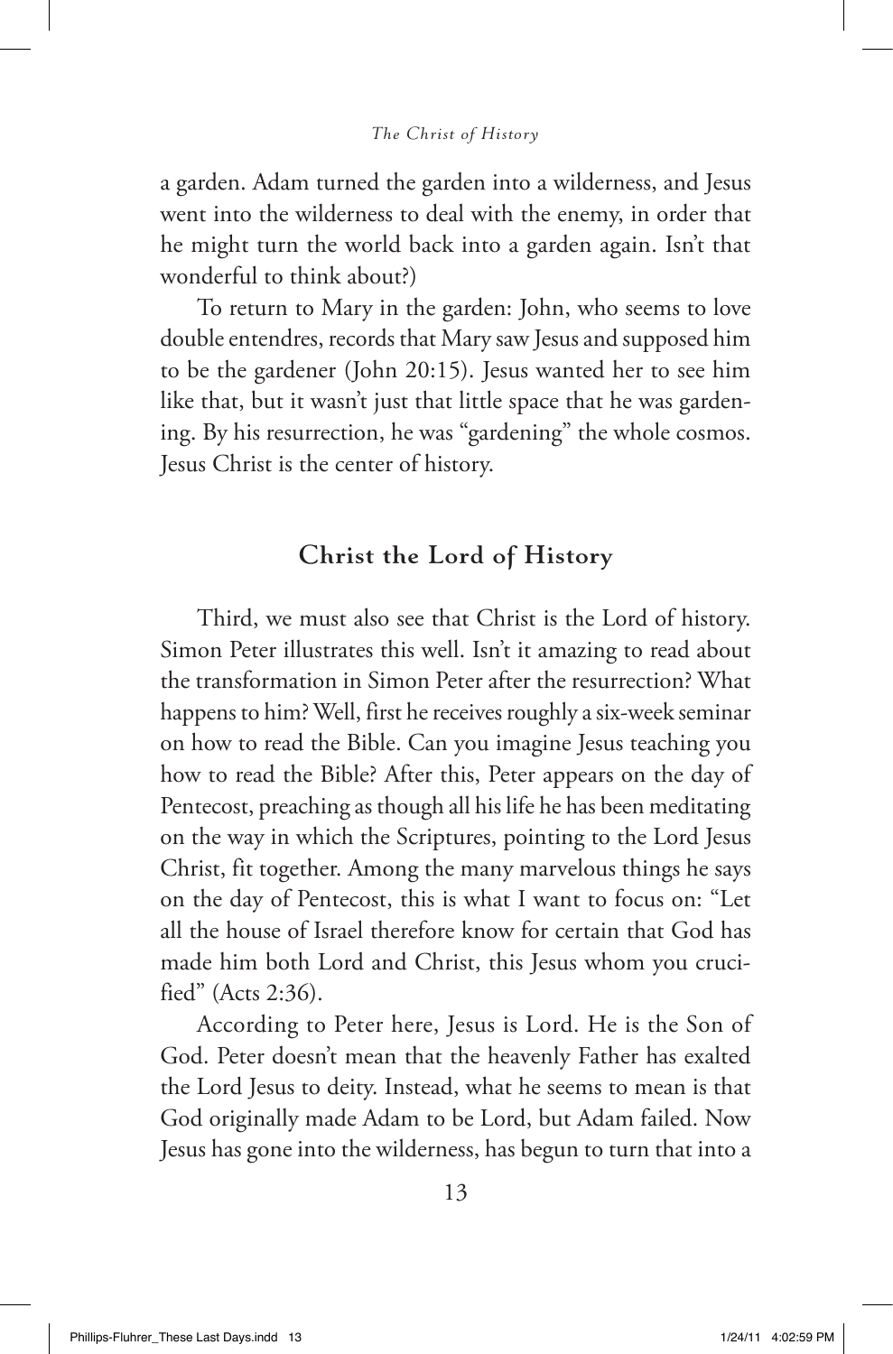a garden. Adam turned the garden into a wilderness, and Jesus went into the wilderness to deal with the enemy, in order that he might turn the world back into a garden again. Isn't that wonderful to think about?)

To return to Mary in the garden: John, who seems to love double entendres, records that Mary saw Jesus and supposed him to be the gardener (John 20:15). Jesus wanted her to see him like that, but it wasn't just that little space that he was gardening. By his resurrection, he was "gardening" the whole cosmos. Jesus Christ is the center of history.

## Christ the Lord of History

Third, we must also see that Christ is the Lord of history. Simon Peter illustrates this well. Isn't it amazing to read about the transformation in Simon Peter after the resurrection? What happens to him? Well, first he receives roughly a six-week seminar on how to read the Bible. Can you imagine Jesus teaching you how to read the Bible? After this, Peter appears on the day of Pentecost, preaching as though all his life he has been meditating on the way in which the Scriptures, pointing to the Lord Jesus Christ, fit together. Among the many marvelous things he says on the day of Pentecost, this is what I want to focus on: "Let all the house of Israel therefore know for certain that God has made him both Lord and Christ, this Jesus whom you crucified" (Acts 2:36).

According to Peter here, Jesus is Lord. He is the Son of God. Peter doesn't mean that the heavenly Father has exalted the Lord Jesus to deity. Instead, what he seems to mean is that God originally made Adam to be Lord, but Adam failed. Now Jesus has gone into the wilderness, has begun to turn that into a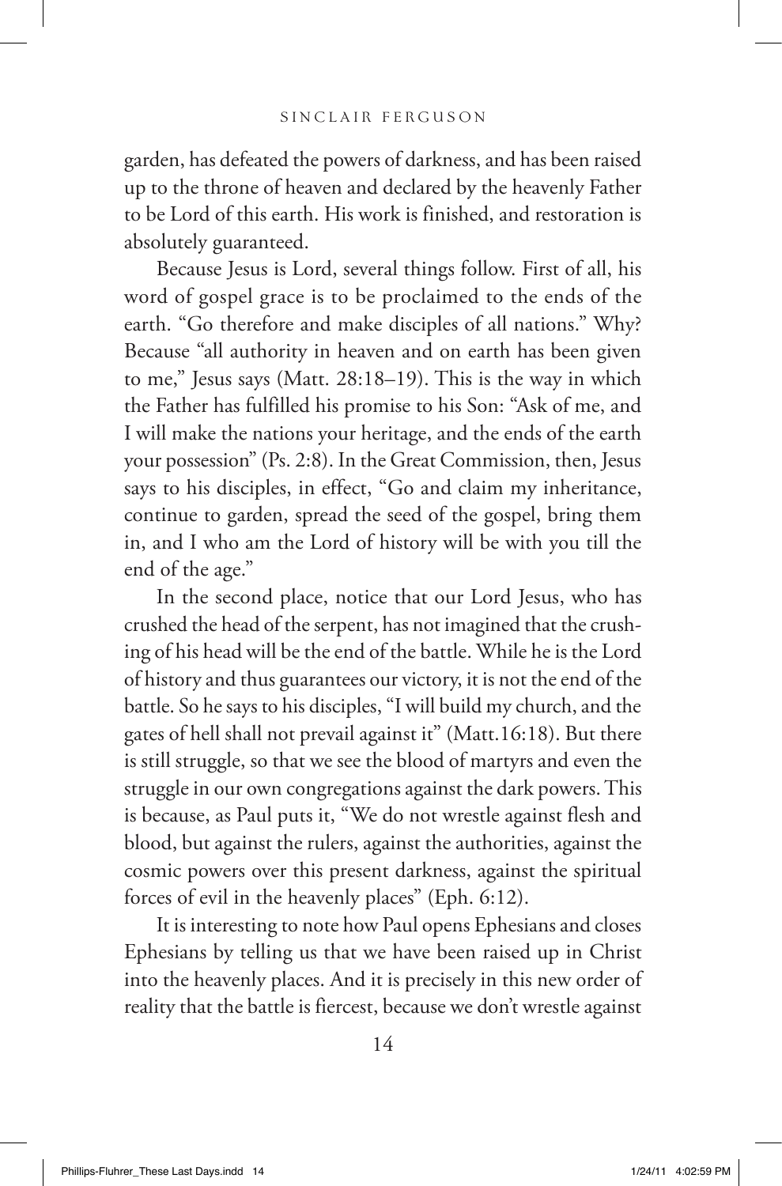garden, has defeated the powers of darkness, and has been raised up to the throne of heaven and declared by the heavenly Father to be Lord of this earth. His work is finished, and restoration is absolutely guaranteed.

Because Jesus is Lord, several things follow. First of all, his word of gospel grace is to be proclaimed to the ends of the earth. "Go therefore and make disciples of all nations." Why? Because "all authority in heaven and on earth has been given to me," Jesus says (Matt. 28:18–19). This is the way in which the Father has fulfilled his promise to his Son: "Ask of me, and I will make the nations your heritage, and the ends of the earth your possession" (Ps. 2:8). In the Great Commission, then, Jesus says to his disciples, in effect, "Go and claim my inheritance, continue to garden, spread the seed of the gospel, bring them in, and I who am the Lord of history will be with you till the end of the age."

In the second place, notice that our Lord Jesus, who has crushed the head of the serpent, has not imagined that the crushing of his head will be the end of the battle. While he is the Lord of history and thus guarantees our victory, it is not the end of the battle. So he says to his disciples, "I will build my church, and the gates of hell shall not prevail against it" (Matt.16:18). But there is still struggle, so that we see the blood of martyrs and even the struggle in our own congregations against the dark powers. This is because, as Paul puts it, "We do not wrestle against flesh and blood, but against the rulers, against the authorities, against the cosmic powers over this present darkness, against the spiritual forces of evil in the heavenly places" (Eph. 6:12).

It is interesting to note how Paul opens Ephesians and closes Ephesians by telling us that we have been raised up in Christ into the heavenly places. And it is precisely in this new order of reality that the battle is fiercest, because we don't wrestle against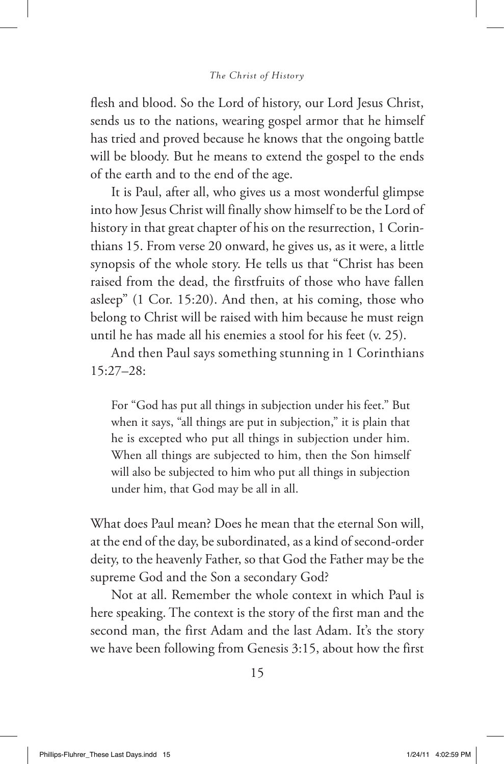flesh and blood. So the Lord of history, our Lord Jesus Christ, sends us to the nations, wearing gospel armor that he himself has tried and proved because he knows that the ongoing battle will be bloody. But he means to extend the gospel to the ends of the earth and to the end of the age.

It is Paul, after all, who gives us a most wonderful glimpse into how Jesus Christ will finally show himself to be the Lord of history in that great chapter of his on the resurrection, 1 Corinthians 15. From verse 20 onward, he gives us, as it were, a little synopsis of the whole story. He tells us that "Christ has been raised from the dead, the firstfruits of those who have fallen asleep" (1 Cor. 15:20). And then, at his coming, those who belong to Christ will be raised with him because he must reign until he has made all his enemies a stool for his feet (v. 25).

And then Paul says something stunning in 1 Corinthians 15:27–28:

> For "God has put all things in subjection under his feet." But when it says, "all things are put in subjection," it is plain that he is excepted who put all things in subjection under him. When all things are subjected to him, then the Son himself will also be subjected to him who put all things in subjection under him, that God may be all in all.

What does Paul mean? Does he mean that the eternal Son will, at the end of the day, be subordinated, as a kind of second-order deity, to the heavenly Father, so that God the Father may be the supreme God and the Son a secondary God?

Not at all. Remember the whole context in which Paul is here speaking. The context is the story of the first man and the second man, the first Adam and the last Adam. It's the story we have been following from Genesis 3:15, about how the first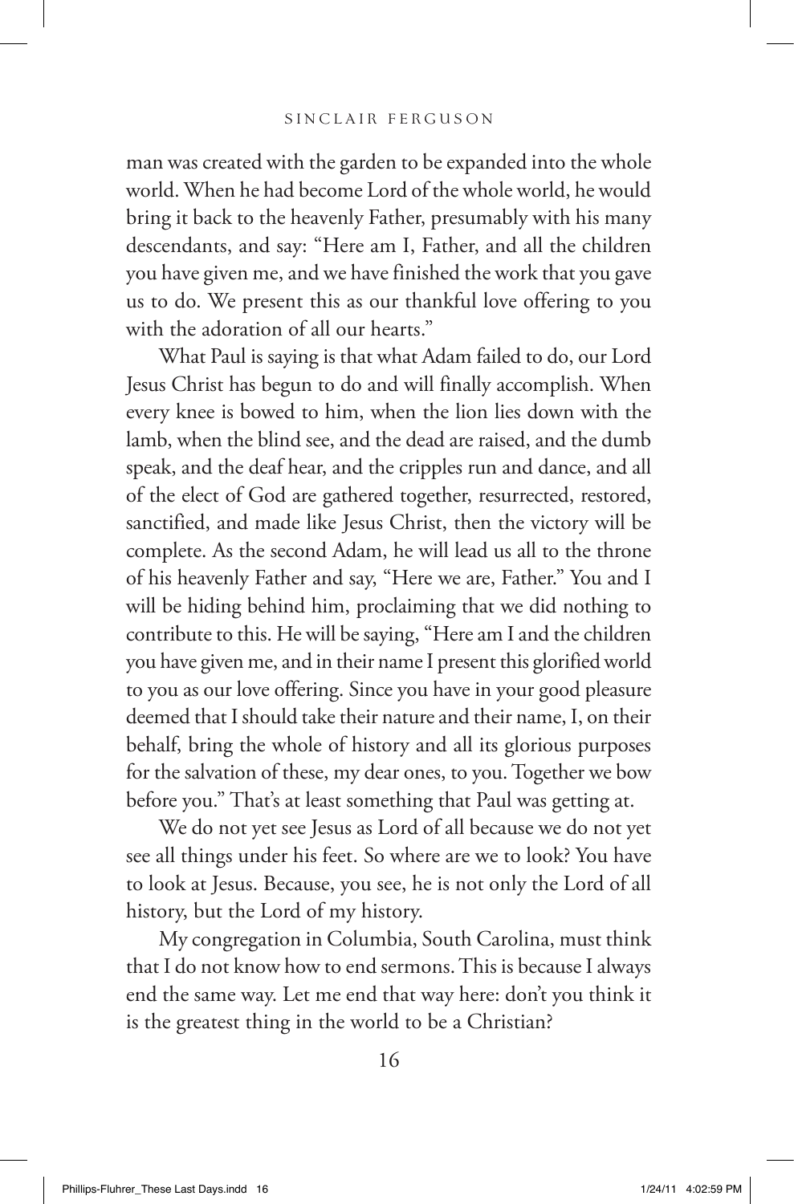man was created with the garden to be expanded into the whole world. When he had become Lord of the whole world, he would bring it back to the heavenly Father, presumably with his many descendants, and say: "Here am I, Father, and all the children you have given me, and we have finished the work that you gave us to do. We present this as our thankful love offering to you with the adoration of all our hearts."

What Paul is saying is that what Adam failed to do, our Lord Jesus Christ has begun to do and will finally accomplish. When every knee is bowed to him, when the lion lies down with the lamb, when the blind see, and the dead are raised, and the dumb speak, and the deaf hear, and the cripples run and dance, and all of the elect of God are gathered together, resurrected, restored, sanctified, and made like Jesus Christ, then the victory will be complete. As the second Adam, he will lead us all to the throne of his heavenly Father and say, "Here we are, Father." You and I will be hiding behind him, proclaiming that we did nothing to contribute to this. He will be saying, "Here am I and the children you have given me, and in their name I present this glorified world to you as our love offering. Since you have in your good pleasure deemed that I should take their nature and their name, I, on their behalf, bring the whole of history and all its glorious purposes for the salvation of these, my dear ones, to you. Together we bow before you." That's at least something that Paul was getting at.

We do not yet see Jesus as Lord of all because we do not yet see all things under his feet. So where are we to look? You have to look at Jesus. Because, you see, he is not only the Lord of all history, but the Lord of my history.

My congregation in Columbia, South Carolina, must think that I do not know how to end sermons. This is because I always end the same way. Let me end that way here: don't you think it is the greatest thing in the world to be a Christian?